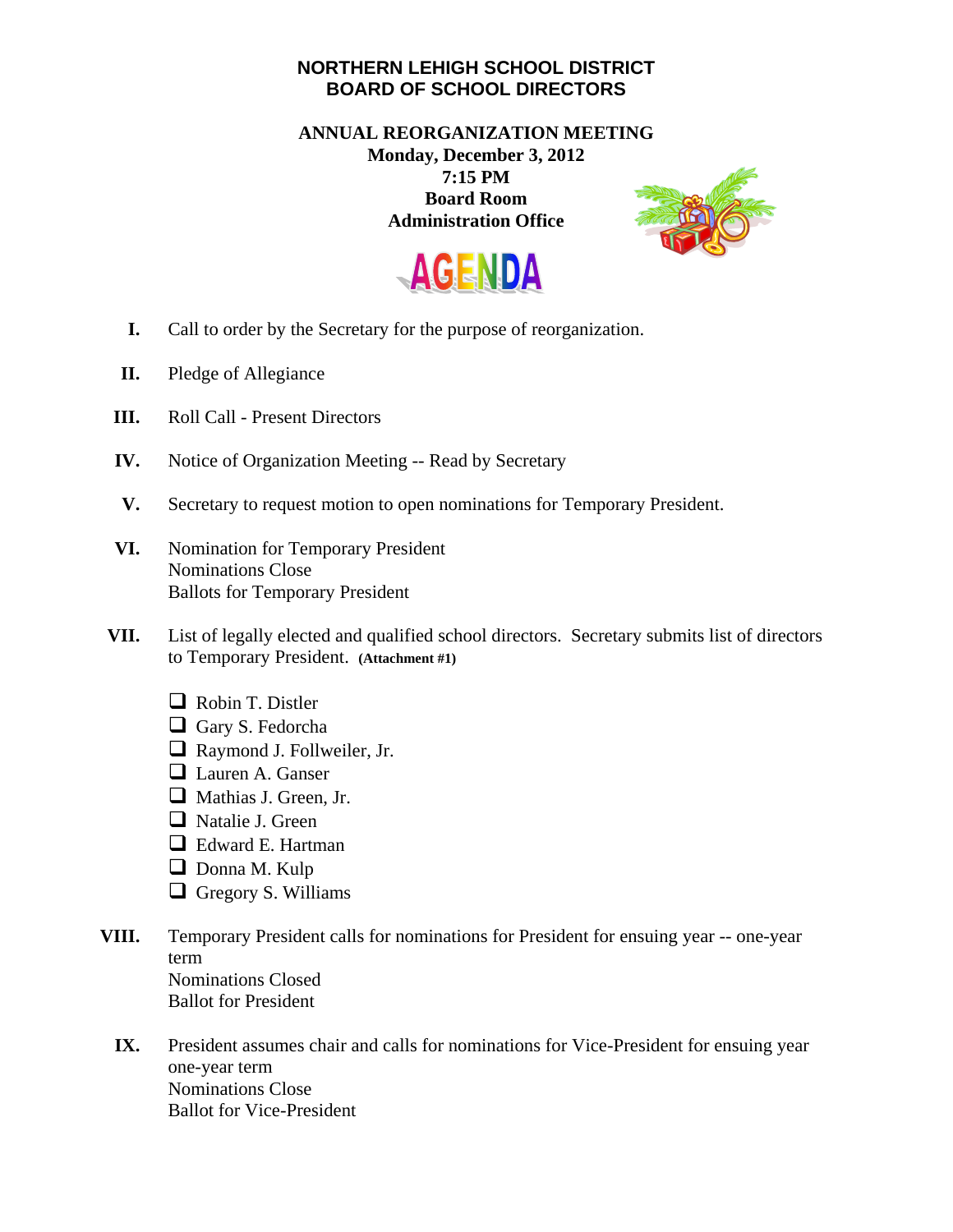# NORTHERN LEHIGH SCHOOL DISTRICT
# BOARD OF SCHOOL DIRECTORS

**ANNUAL REORGANIZATION MEETING**
**Monday, December 3, 2012**
**7:15 PM**
**Board Room**
**Administration Office**

## AGENDA

**I.** Call to order by the Secretary for the purpose of reorganization.

**II.** Pledge of Allegiance

**III.** Roll Call - Present Directors

**IV.** Notice of Organization Meeting -- Read by Secretary

**V.** Secretary to request motion to open nominations for Temporary President.

**VI.** Nomination for Temporary President
Nominations Close
Ballots for Temporary President

**VII.** List of legally elected and qualified school directors. Secretary submits list of directors to Temporary President. **(Attachment #1)**

- ❑ Robin T. Distler
- ❑ Gary S. Fedorcha
- ❑ Raymond J. Follweiler, Jr.
- ❑ Lauren A. Ganser
- ❑ Mathias J. Green, Jr.
- ❑ Natalie J. Green
- ❑ Edward E. Hartman
- ❑ Donna M. Kulp
- ❑ Gregory S. Williams

**VIII.** Temporary President calls for nominations for President for ensuing year -- one-year term
Nominations Closed
Ballot for President

**IX.** President assumes chair and calls for nominations for Vice-President for ensuing year one-year term
Nominations Close
Ballot for Vice-President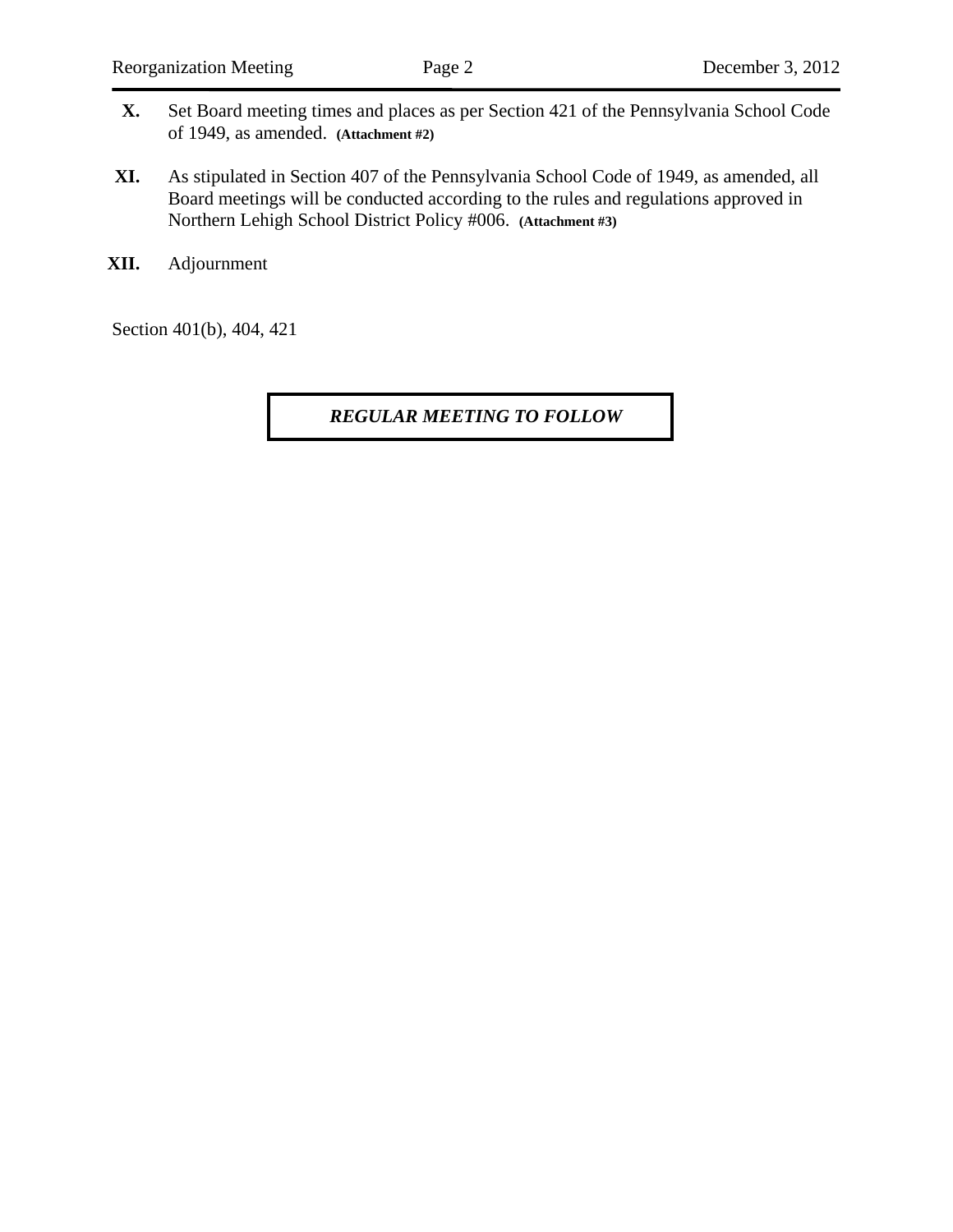**X.** Set Board meeting times and places as per Section 421 of the Pennsylvania School Code of 1949, as amended. **(Attachment #2)**

**XI.** As stipulated in Section 407 of the Pennsylvania School Code of 1949, as amended, all Board meetings will be conducted according to the rules and regulations approved in Northern Lehigh School District Policy #006. **(Attachment #3)**

**XII.** Adjournment

Section 401(b), 404, 421

***REGULAR MEETING TO FOLLOW***